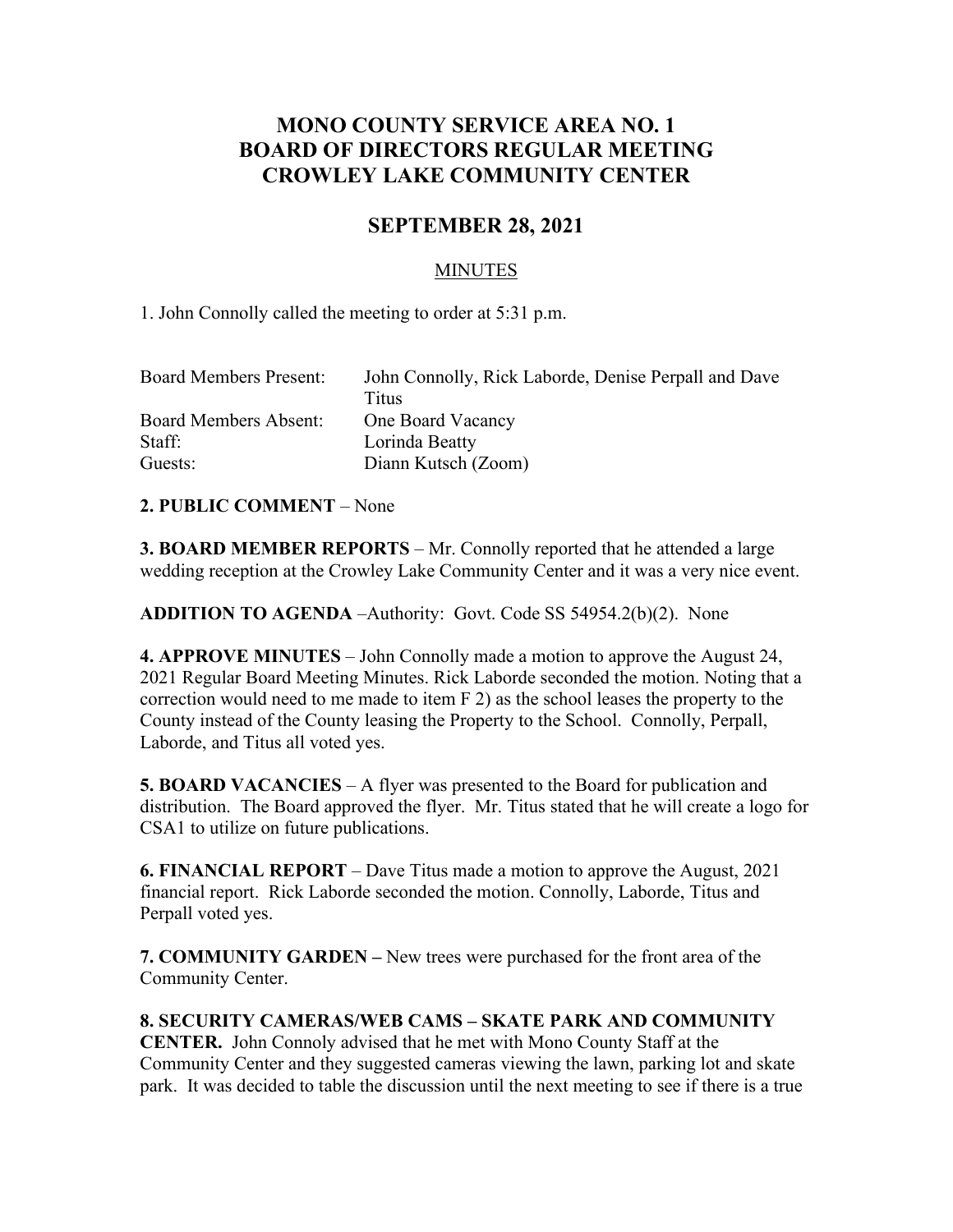# MONO COUNTY SERVICE AREA NO. 1
# BOARD OF DIRECTORS REGULAR MEETING
# CROWLEY LAKE COMMUNITY CENTER

## SEPTEMBER 28, 2021

MINUTES

1. John Connolly called the meeting to order at 5:31 p.m.

| | |
|---|---|
| Board Members Present: | John Connolly, Rick Laborde, Denise Perpall and Dave Titus |
| Board Members Absent: | One Board Vacancy |
| Staff: | Lorinda Beatty |
| Guests: | Diann Kutsch (Zoom) |

**2. PUBLIC COMMENT** – None

**3. BOARD MEMBER REPORTS** – Mr. Connolly reported that he attended a large wedding reception at the Crowley Lake Community Center and it was a very nice event.

**ADDITION TO AGENDA** –Authority: Govt. Code SS 54954.2(b)(2). None

**4. APPROVE MINUTES** – John Connolly made a motion to approve the August 24, 2021 Regular Board Meeting Minutes. Rick Laborde seconded the motion. Noting that a correction would need to me made to item F 2) as the school leases the property to the County instead of the County leasing the Property to the School. Connolly, Perpall, Laborde, and Titus all voted yes.

**5. BOARD VACANCIES** – A flyer was presented to the Board for publication and distribution. The Board approved the flyer. Mr. Titus stated that he will create a logo for CSA1 to utilize on future publications.

**6. FINANCIAL REPORT** – Dave Titus made a motion to approve the August, 2021 financial report. Rick Laborde seconded the motion. Connolly, Laborde, Titus and Perpall voted yes.

**7. COMMUNITY GARDEN –** New trees were purchased for the front area of the Community Center.

**8. SECURITY CAMERAS/WEB CAMS – SKATE PARK AND COMMUNITY CENTER.** John Connoly advised that he met with Mono County Staff at the Community Center and they suggested cameras viewing the lawn, parking lot and skate park. It was decided to table the discussion until the next meeting to see if there is a true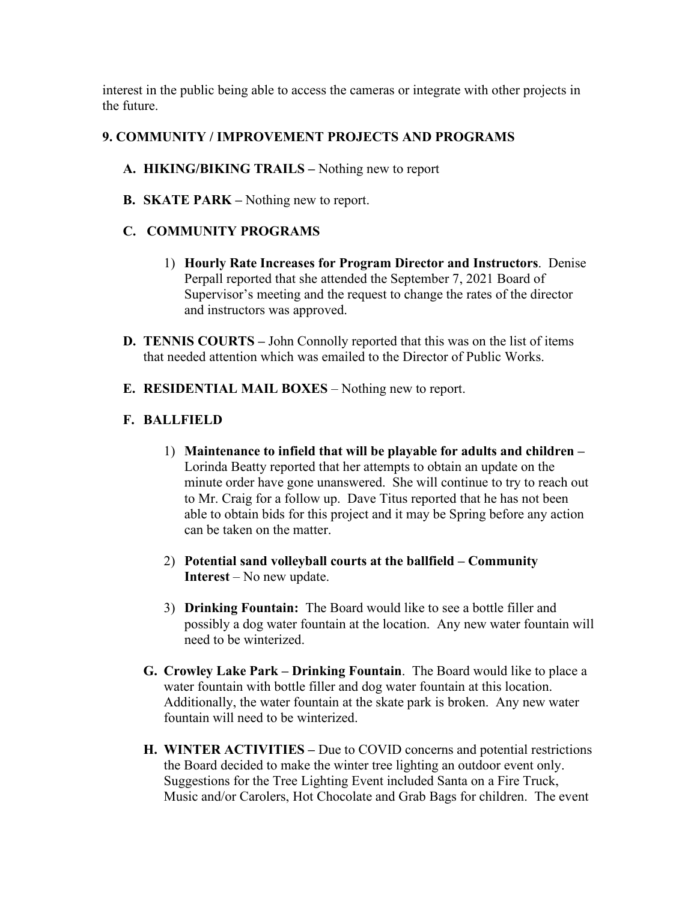interest in the public being able to access the cameras or integrate with other projects in the future.

## 9. COMMUNITY / IMPROVEMENT PROJECTS AND PROGRAMS

**A. HIKING/BIKING TRAILS –** Nothing new to report

**B. SKATE PARK –** Nothing new to report.

**C. COMMUNITY PROGRAMS**

1) **Hourly Rate Increases for Program Director and Instructors**. Denise Perpall reported that she attended the September 7, 2021 Board of Supervisor's meeting and the request to change the rates of the director and instructors was approved.

**D. TENNIS COURTS –** John Connolly reported that this was on the list of items that needed attention which was emailed to the Director of Public Works.

**E. RESIDENTIAL MAIL BOXES** – Nothing new to report.

**F. BALLFIELD**

1) **Maintenance to infield that will be playable for adults and children –** Lorinda Beatty reported that her attempts to obtain an update on the minute order have gone unanswered. She will continue to try to reach out to Mr. Craig for a follow up. Dave Titus reported that he has not been able to obtain bids for this project and it may be Spring before any action can be taken on the matter.

2) **Potential sand volleyball courts at the ballfield – Community Interest** – No new update.

3) **Drinking Fountain:** The Board would like to see a bottle filler and possibly a dog water fountain at the location. Any new water fountain will need to be winterized.

**G. Crowley Lake Park – Drinking Fountain**. The Board would like to place a water fountain with bottle filler and dog water fountain at this location. Additionally, the water fountain at the skate park is broken. Any new water fountain will need to be winterized.

**H. WINTER ACTIVITIES –** Due to COVID concerns and potential restrictions the Board decided to make the winter tree lighting an outdoor event only. Suggestions for the Tree Lighting Event included Santa on a Fire Truck, Music and/or Carolers, Hot Chocolate and Grab Bags for children. The event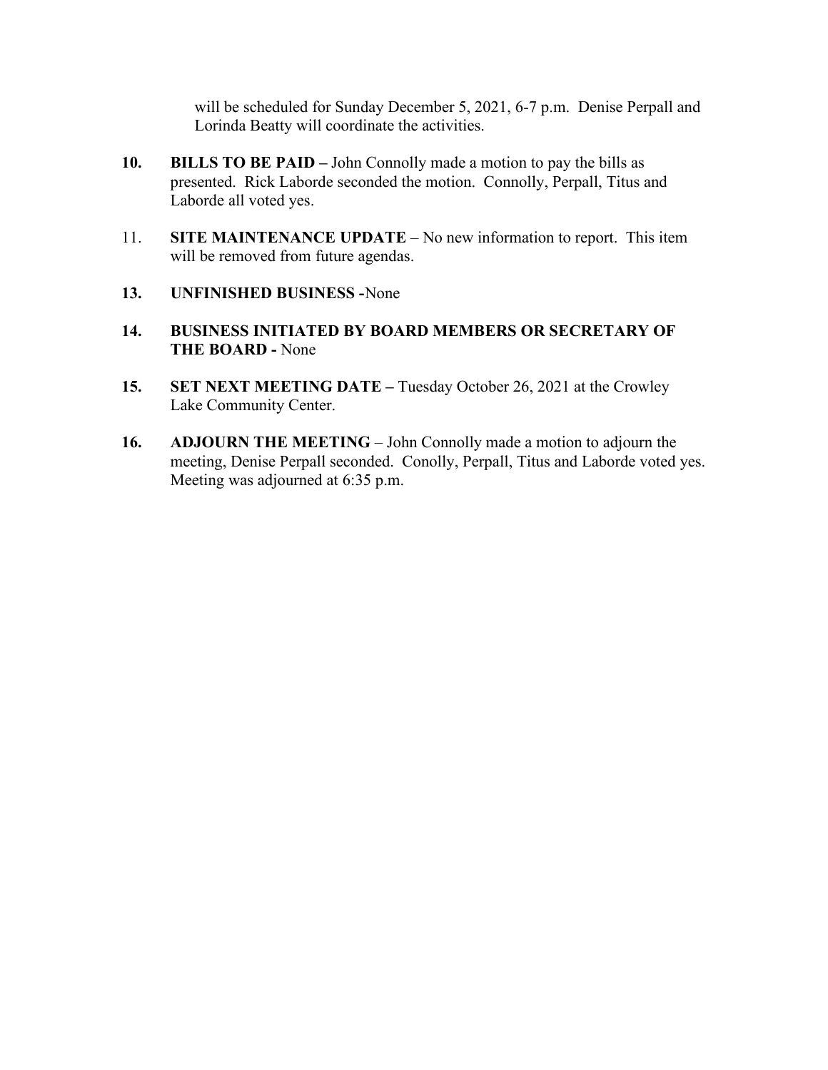will be scheduled for Sunday December 5, 2021, 6-7 p.m. Denise Perpall and Lorinda Beatty will coordinate the activities.

10. **BILLS TO BE PAID –** John Connolly made a motion to pay the bills as presented. Rick Laborde seconded the motion. Connolly, Perpall, Titus and Laborde all voted yes.

11. **SITE MAINTENANCE UPDATE** – No new information to report. This item will be removed from future agendas.

13. **UNFINISHED BUSINESS -**None

14. **BUSINESS INITIATED BY BOARD MEMBERS OR SECRETARY OF THE BOARD -** None

15. **SET NEXT MEETING DATE –** Tuesday October 26, 2021 at the Crowley Lake Community Center.

16. **ADJOURN THE MEETING** – John Connolly made a motion to adjourn the meeting, Denise Perpall seconded. Conolly, Perpall, Titus and Laborde voted yes. Meeting was adjourned at 6:35 p.m.